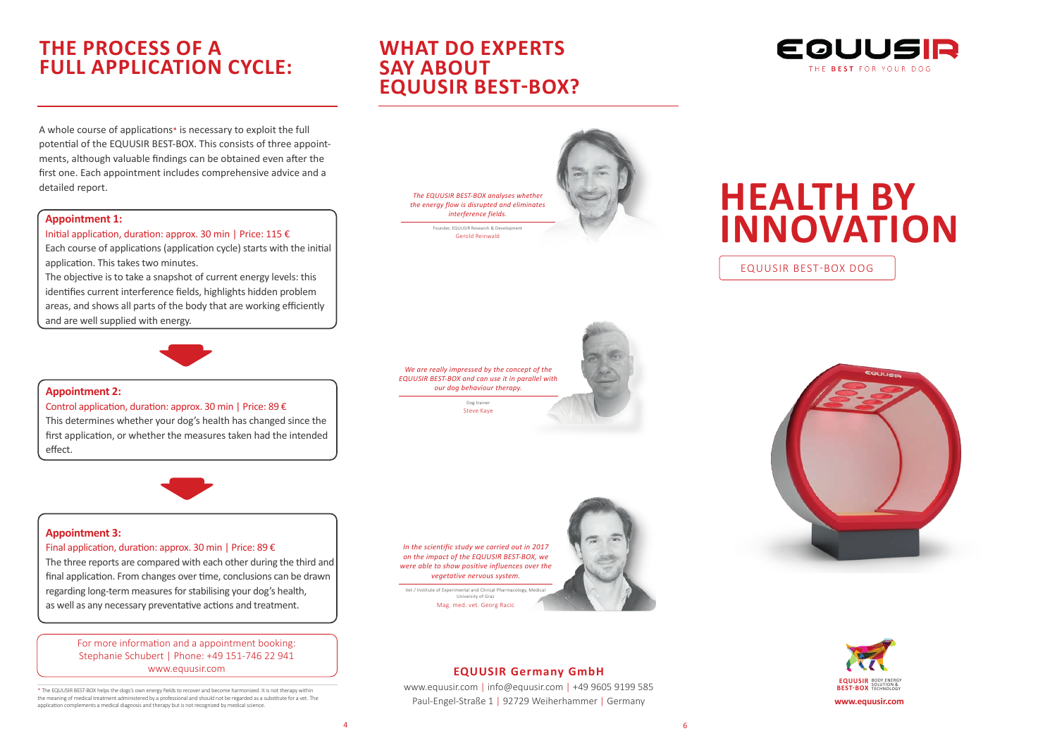## THE PROCESS OF A FULL APPLICATION CYCLE:

A whole course of applications* is necessary to exploit the full potential of the EQUUSIR BEST-BOX. This consists of three appointments, although valuable findings can be obtained even after the first one. Each appointment includes comprehensive advice and a detailed report.

**Appointment 1:**

Initial application, duration: approx. 30 min | Price: 115 €

Each course of applications (application cycle) starts with the initial application. This takes two minutes.

The objective is to take a snapshot of current energy levels: this identifies current interference fields, highlights hidden problem areas, and shows all parts of the body that are working efficiently and are well supplied with energy.

**Appointment 2:**

Control application, duration: approx. 30 min | Price: 89 €

This determines whether your dog's health has changed since the first application, or whether the measures taken had the intended effect.

**Appointment 3:**

Final application, duration: approx. 30 min | Price: 89 €

The three reports are compared with each other during the third and final application. From changes over time, conclusions can be drawn regarding long-term measures for stabilising your dog's health, as well as any necessary preventative actions and treatment.

For more information and a appointment booking:
Stephanie Schubert | Phone: +49 151-746 22 941
www.equusir.com

* The EQUUSIR BEST-BOX helps the dog's own energy fields to recover and become harmonized. It is not therapy within the meaning of medical treatment administered by a professional and should not be regarded as a substitute for a vet. The application complements a medical diagnosis and therapy but is not recognized by medical science.

## WHAT DO EXPERTS SAY ABOUT EQUUSIR BEST-BOX?

*The EQUUSIR BEST-BOX analyses whether the energy flow is disrupted and eliminates interference fields.*

Founder, EQUUSIR Research & Development
Gerold Reinwald

*We are really impressed by the concept of the EQUUSIR BEST-BOX and can use it in parallel with our dog behaviour therapy.*

Dog trainer
Steve Kaye

*In the scientific study we carried out in 2017 on the impact of the EQUUSIR BEST-BOX, we were able to show positive influences over the vegetative nervous system.*

Vet / Institute of Experimental and Clinical Pharmacology, Medical University of Graz
Mag. med. vet. Georg Racic

**EQUUSIR Germany GmbH**

www.equusir.com | info@equusir.com | +49 9605 9199 585
Paul-Engel-Straße 1 | 92729 Weiherhammer | Germany

EQUUSIR
THE BEST FOR YOUR DOG

# HEALTH BY INNOVATION

EQUUSIR BEST-BOX DOG

EQUUSIR BEST-BOX BODY ENERGY SOLUTION & TECHNOLOGY

www.equusir.com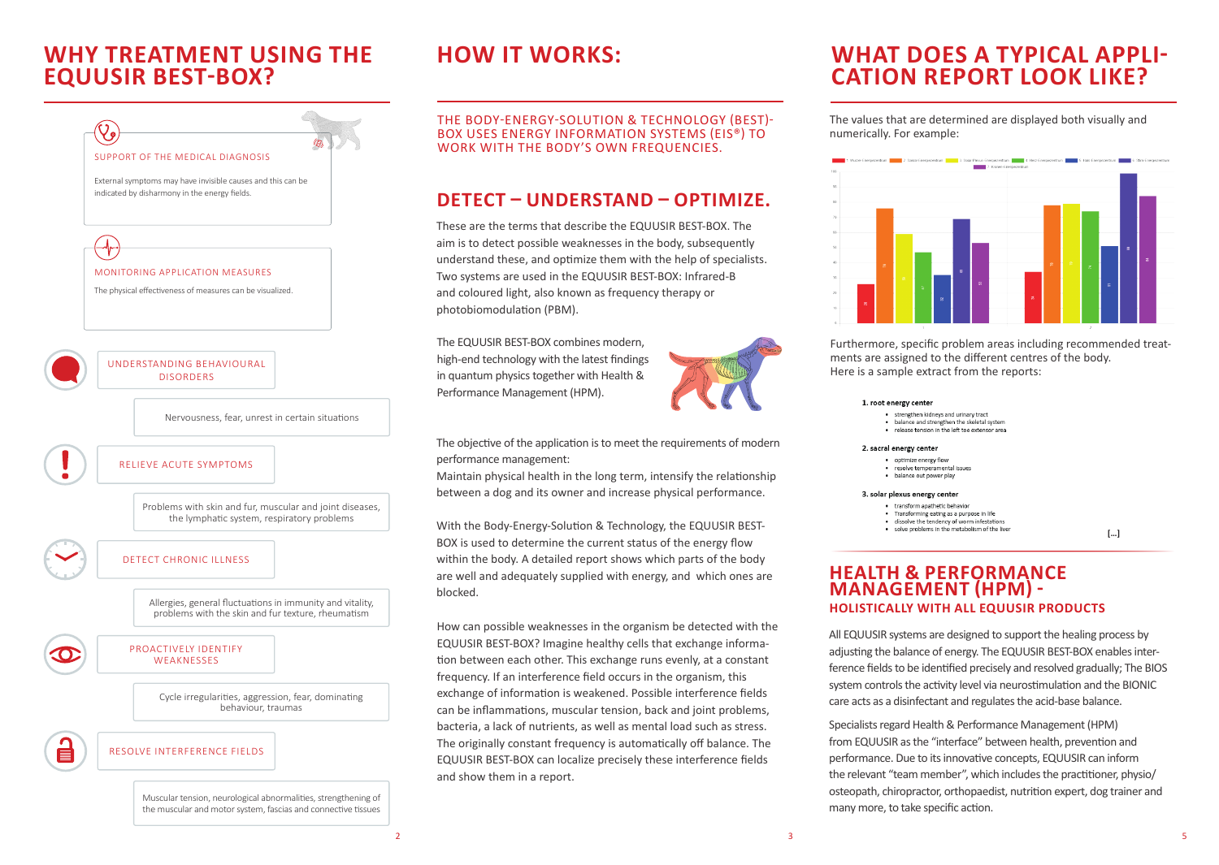# WHY TREATMENT USING THE EQUUSIR BEST-BOX?

SUPPORT OF THE MEDICAL DIAGNOSIS

External symptoms may have invisible causes and this can be indicated by disharmony in the energy fields.

MONITORING APPLICATION MEASURES

The physical effectiveness of measures can be visualized.

UNDERSTANDING BEHAVIOURAL DISORDERS

Nervousness, fear, unrest in certain situations

RELIEVE ACUTE SYMPTOMS

Problems with skin and fur, muscular and joint diseases, the lymphatic system, respiratory problems

DETECT CHRONIC ILLNESS

Allergies, general fluctuations in immunity and vitality, problems with the skin and fur texture, rheumatism

PROACTIVELY IDENTIFY WEAKNESSES

Cycle irregularities, aggression, fear, dominating behaviour, traumas

RESOLVE INTERFERENCE FIELDS

Muscular tension, neurological abnormalities, strengthening of the muscular and motor system, fascias and connective tissues

# HOW IT WORKS:

THE BODY-ENERGY-SOLUTION & TECHNOLOGY (BEST)-BOX USES ENERGY INFORMATION SYSTEMS (EIS®) TO WORK WITH THE BODY'S OWN FREQUENCIES.

## DETECT – UNDERSTAND – OPTIMIZE.

These are the terms that describe the EQUUSIR BEST-BOX. The aim is to detect possible weaknesses in the body, subsequently understand these, and optimize them with the help of specialists. Two systems are used in the EQUUSIR BEST-BOX: Infrared-B and coloured light, also known as frequency therapy or photobiomodulation (PBM).

The EQUUSIR BEST-BOX combines modern, high-end technology with the latest findings in quantum physics together with Health & Performance Management (HPM).

The objective of the application is to meet the requirements of modern performance management:
Maintain physical health in the long term, intensify the relationship between a dog and its owner and increase physical performance.

With the Body-Energy-Solution & Technology, the EQUUSIR BEST-BOX is used to determine the current status of the energy flow within the body. A detailed report shows which parts of the body are well and adequately supplied with energy, and which ones are blocked.

How can possible weaknesses in the organism be detected with the EQUUSIR BEST-BOX? Imagine healthy cells that exchange information between each other. This exchange runs evenly, at a constant frequency. If an interference field occurs in the organism, this exchange of information is weakened. Possible interference fields can be inflammations, muscular tension, back and joint problems, bacteria, a lack of nutrients, as well as mental load such as stress. The originally constant frequency is automatically off balance. The EQUUSIR BEST-BOX can localize precisely these interference fields and show them in a report.

# WHAT DOES A TYPICAL APPLICATION REPORT LOOK LIKE?

The values that are determined are displayed both visually and numerically. For example:

Furthermore, specific problem areas including recommended treatments are assigned to the different centres of the body.
Here is a sample extract from the reports:

1. root energy center
   - strengthen kidneys and urinary tract
   - balance and strengthen the skeletal system
   - release tension in the left toe extensor area

2. sacral energy center
   - optimize energy flow
   - resolve temperamental issues
   - balance out power play

3. solar plexus energy center
   - transform apathetic behavior
   - Transforming eating as a purpose in life
   - dissolve the tendency of worm infestations
   - solve problems in the metabolism of the liver

[...]

## HEALTH & PERFORMANCE MANAGEMENT (HPM) - HOLISTICALLY WITH ALL EQUUSIR PRODUCTS

All EQUUSIR systems are designed to support the healing process by adjusting the balance of energy. The EQUUSIR BEST-BOX enables interference fields to be identified precisely and resolved gradually; The BIOS system controls the activity level via neurostimulation and the BIONIC care acts as a disinfectant and regulates the acid-base balance.

Specialists regard Health & Performance Management (HPM) from EQUUSIR as the "interface" between health, prevention and performance. Due to its innovative concepts, EQUUSIR can inform the relevant "team member", which includes the practitioner, physio/osteopath, chiropractor, orthopaedist, nutrition expert, dog trainer and many more, to take specific action.